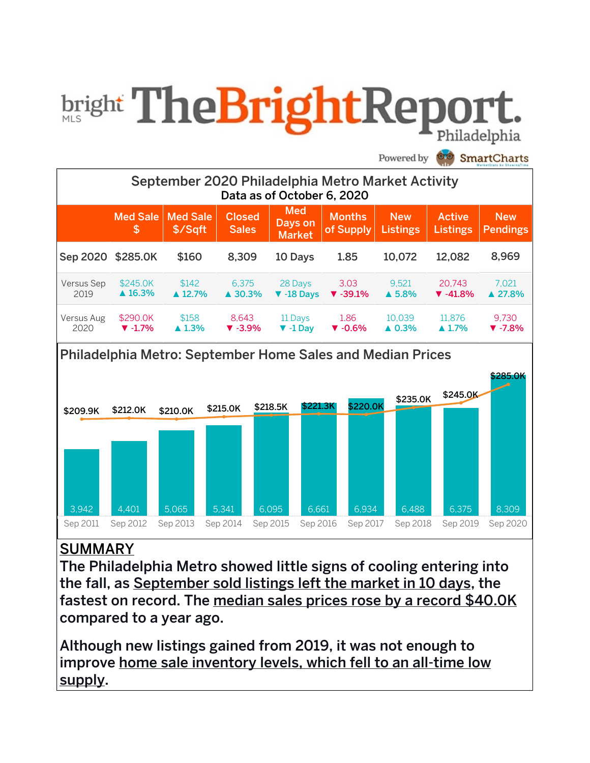# TheBrightReport. Philadelphia

bright MLS

Powered by SmartCharts

## September 2020 Philadelphia Metro Market Activity

Data as of October 6, 2020

| | Med Sale $ | Med Sale $/Sqft | Closed Sales | Med Days on Market | Months of Supply | New Listings | Active Listings | New Pendings |
|---|---|---|---|---|---|---|---|---|
| Sep 2020 | $285.0K | $160 | 8,309 | 10 Days | 1.85 | 10,072 | 12,082 | 8,969 |
| Versus Sep 2019 | $245.0K ▲ 16.3% | $142 ▲ 12.7% | 6,375 ▲ 30.3% | 28 Days ▼ -18 Days | 3.03 ▼ -39.1% | 9,521 ▲ 5.8% | 20,743 ▼ -41.8% | 7,021 ▲ 27.8% |
| Versus Aug 2020 | $290.0K ▼ -1.7% | $158 ▲ 1.3% | 8,643 ▼ -3.9% | 11 Days ▼ -1 Day | 1.86 ▼ -0.6% | 10,039 ▲ 0.3% | 11,876 ▲ 1.7% | 9,730 ▼ -7.8% |

## Philadelphia Metro: September Home Sales and Median Prices

| | Sep 2011 | Sep 2012 | Sep 2013 | Sep 2014 | Sep 2015 | Sep 2016 | Sep 2017 | Sep 2018 | Sep 2019 | Sep 2020 |
|---|---|---|---|---|---|---|---|---|---|---|
| Median Price | $209.9K | $212.0K | $210.0K | $215.0K | $218.5K | $221.3K | $220.0K | $235.0K | $245.0K | $285.0K |
| Home Sales | 3,942 | 4,401 | 5,065 | 5,341 | 6,095 | 6,661 | 6,934 | 6,488 | 6,375 | 8,309 |

## SUMMARY

The Philadelphia Metro showed little signs of cooling entering into the fall, as September sold listings left the market in 10 days, the fastest on record. The median sales prices rose by a record $40.0K compared to a year ago.

Although new listings gained from 2019, it was not enough to improve home sale inventory levels, which fell to an all-time low supply.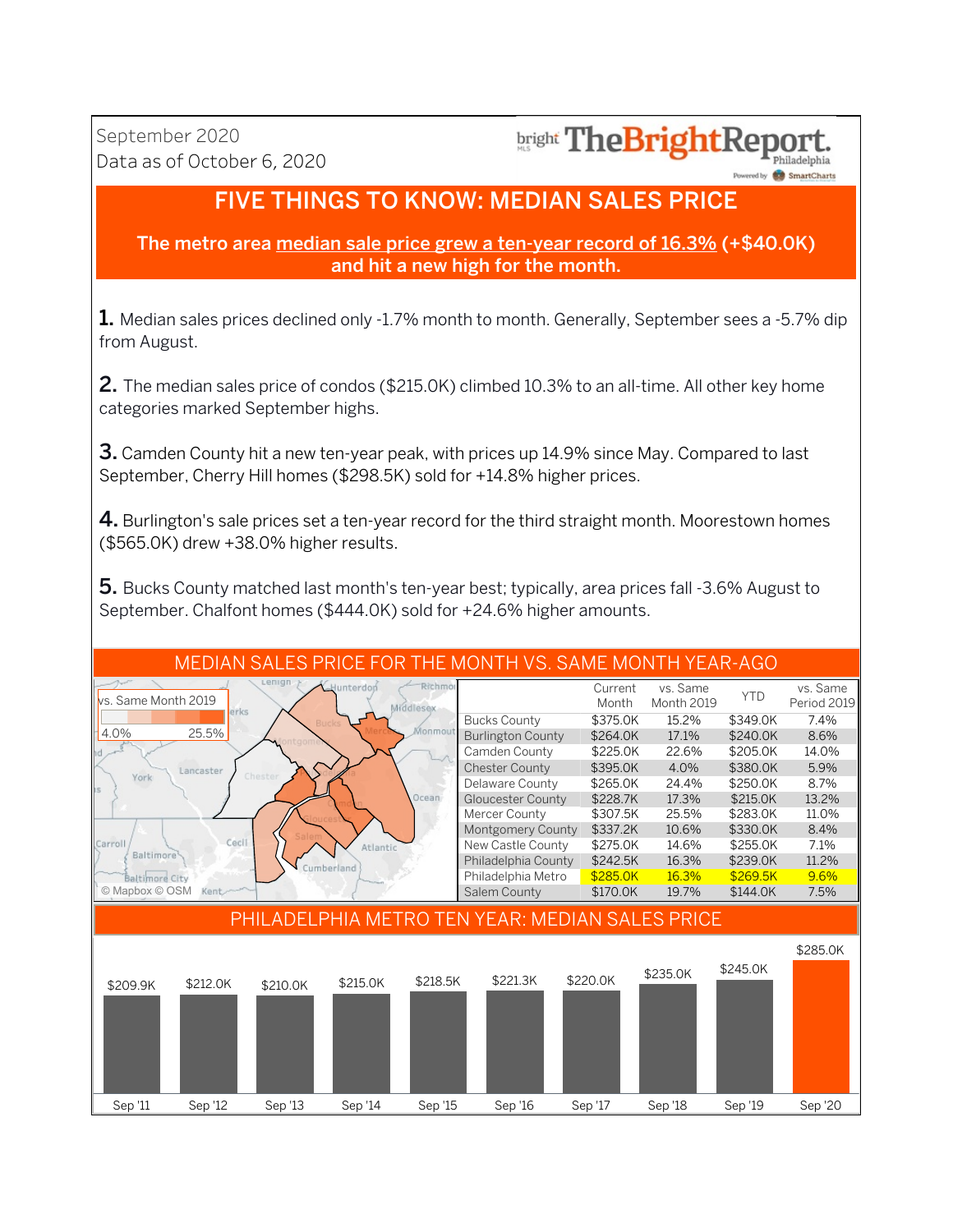September 2020
Data as of October 6, 2020

bright MLS TheBrightReport. Philadelphia
Powered by SmartCharts

# FIVE THINGS TO KNOW: MEDIAN SALES PRICE

**The metro area median sale price grew a ten-year record of 16.3% (+$40.0K) and hit a new high for the month.**

**1.** Median sales prices declined only -1.7% month to month. Generally, September sees a -5.7% dip from August.

**2.** The median sales price of condos ($215.0K) climbed 10.3% to an all-time. All other key home categories marked September highs.

**3.** Camden County hit a new ten-year peak, with prices up 14.9% since May. Compared to last September, Cherry Hill homes ($298.5K) sold for +14.8% higher prices.

**4.** Burlington's sale prices set a ten-year record for the third straight month. Moorestown homes ($565.0K) drew +38.0% higher results.

**5.** Bucks County matched last month's ten-year best; typically, area prices fall -3.6% August to September. Chalfont homes ($444.0K) sold for +24.6% higher amounts.

## MEDIAN SALES PRICE FOR THE MONTH VS. SAME MONTH YEAR-AGO

vs. Same Month 2019: 4.0% – 25.5%

© Mapbox © OSM

| | Current Month | vs. Same Month 2019 | YTD | vs. Same Period 2019 |
|---|---|---|---|---|
| Bucks County | $375.0K | 15.2% | $349.0K | 7.4% |
| Burlington County | $264.0K | 17.1% | $240.0K | 8.6% |
| Camden County | $225.0K | 22.6% | $205.0K | 14.0% |
| Chester County | $395.0K | 4.0% | $380.0K | 5.9% |
| Delaware County | $265.0K | 24.4% | $250.0K | 8.7% |
| Gloucester County | $228.7K | 17.3% | $215.0K | 13.2% |
| Mercer County | $307.5K | 25.5% | $283.0K | 11.0% |
| Montgomery County | $337.2K | 10.6% | $330.0K | 8.4% |
| New Castle County | $275.0K | 14.6% | $255.0K | 7.1% |
| Philadelphia County | $242.5K | 16.3% | $239.0K | 11.2% |
| Philadelphia Metro | $285.0K | 16.3% | $269.5K | 9.6% |
| Salem County | $170.0K | 19.7% | $144.0K | 7.5% |

## PHILADELPHIA METRO TEN YEAR: MEDIAN SALES PRICE

| Sep '11 | Sep '12 | Sep '13 | Sep '14 | Sep '15 | Sep '16 | Sep '17 | Sep '18 | Sep '19 | Sep '20 |
|---|---|---|---|---|---|---|---|---|---|
| $209.9K | $212.0K | $210.0K | $215.0K | $218.5K | $221.3K | $220.0K | $235.0K | $245.0K | $285.0K |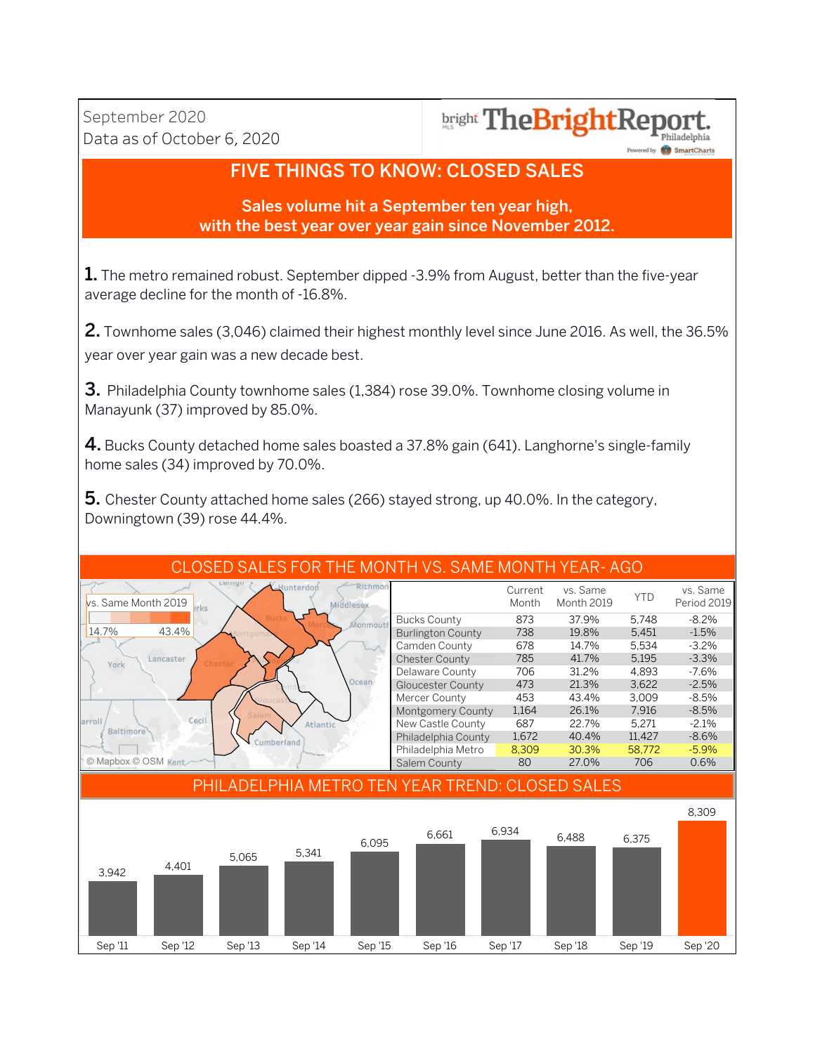September 2020
Data as of October 6, 2020

# FIVE THINGS TO KNOW: CLOSED SALES

**Sales volume hit a September ten year high, with the best year over year gain since November 2012.**

**1.** The metro remained robust. September dipped -3.9% from August, better than the five-year average decline for the month of -16.8%.

**2.** Townhome sales (3,046) claimed their highest monthly level since June 2016. As well, the 36.5% year over year gain was a new decade best.

**3.** Philadelphia County townhome sales (1,384) rose 39.0%. Townhome closing volume in Manayunk (37) improved by 85.0%.

**4.** Bucks County detached home sales boasted a 37.8% gain (641). Langhorne's single-family home sales (34) improved by 70.0%.

**5.** Chester County attached home sales (266) stayed strong, up 40.0%. In the category, Downingtown (39) rose 44.4%.

## CLOSED SALES FOR THE MONTH VS. SAME MONTH YEAR- AGO

vs. Same Month 2019: 14.7% – 43.4%

|  | Current Month | vs. Same Month 2019 | YTD | vs. Same Period 2019 |
|---|---|---|---|---|
| Bucks County | 873 | 37.9% | 5,748 | -8.2% |
| Burlington County | 738 | 19.8% | 5,451 | -1.5% |
| Camden County | 678 | 14.7% | 5,534 | -3.2% |
| Chester County | 785 | 41.7% | 5,195 | -3.3% |
| Delaware County | 706 | 31.2% | 4,893 | -7.6% |
| Gloucester County | 473 | 21.3% | 3,622 | -2.5% |
| Mercer County | 453 | 43.4% | 3,009 | -8.5% |
| Montgomery County | 1,164 | 26.1% | 7,916 | -8.5% |
| New Castle County | 687 | 22.7% | 5,271 | -2.1% |
| Philadelphia County | 1,672 | 40.4% | 11,427 | -8.6% |
| Philadelphia Metro | 8,309 | 30.3% | 58,772 | -5.9% |
| Salem County | 80 | 27.0% | 706 | 0.6% |

## PHILADELPHIA METRO TEN YEAR TREND: CLOSED SALES

| Sep '11 | Sep '12 | Sep '13 | Sep '14 | Sep '15 | Sep '16 | Sep '17 | Sep '18 | Sep '19 | Sep '20 |
|---|---|---|---|---|---|---|---|---|---|
| 3,942 | 4,401 | 5,065 | 5,341 | 6,095 | 6,661 | 6,934 | 6,488 | 6,375 | 8,309 |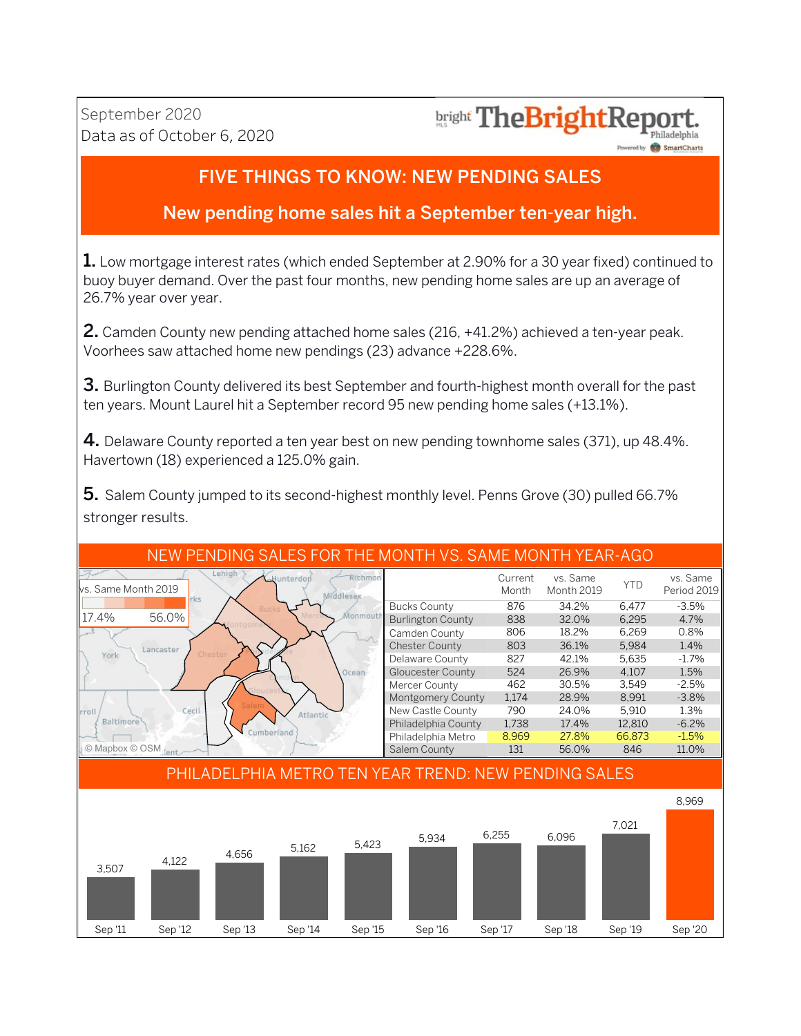September 2020
Data as of October 6, 2020

# FIVE THINGS TO KNOW: NEW PENDING SALES

## New pending home sales hit a September ten-year high.

**1.** Low mortgage interest rates (which ended September at 2.90% for a 30 year fixed) continued to buoy buyer demand. Over the past four months, new pending home sales are up an average of 26.7% year over year.

**2.** Camden County new pending attached home sales (216, +41.2%) achieved a ten-year peak. Voorhees saw attached home new pendings (23) advance +228.6%.

**3.** Burlington County delivered its best September and fourth-highest month overall for the past ten years. Mount Laurel hit a September record 95 new pending home sales (+13.1%).

**4.** Delaware County reported a ten year best on new pending townhome sales (371), up 48.4%. Havertown (18) experienced a 125.0% gain.

**5.** Salem County jumped to its second-highest monthly level. Penns Grove (30) pulled 66.7% stronger results.

## NEW PENDING SALES FOR THE MONTH VS. SAME MONTH YEAR-AGO

vs. Same Month 2019: 17.4% – 56.0%

| | Current Month | vs. Same Month 2019 | YTD | vs. Same Period 2019 |
|---|---|---|---|---|
| Bucks County | 876 | 34.2% | 6,477 | -3.5% |
| Burlington County | 838 | 32.0% | 6,295 | 4.7% |
| Camden County | 806 | 18.2% | 6,269 | 0.8% |
| Chester County | 803 | 36.1% | 5,984 | 1.4% |
| Delaware County | 827 | 42.1% | 5,635 | -1.7% |
| Gloucester County | 524 | 26.9% | 4,107 | 1.5% |
| Mercer County | 462 | 30.5% | 3,549 | -2.5% |
| Montgomery County | 1,174 | 28.9% | 8,991 | -3.8% |
| New Castle County | 790 | 24.0% | 5,910 | 1.3% |
| Philadelphia County | 1,738 | 17.4% | 12,810 | -6.2% |
| Philadelphia Metro | 8,969 | 27.8% | 66,873 | -1.5% |
| Salem County | 131 | 56.0% | 846 | 11.0% |

## PHILADELPHIA METRO TEN YEAR TREND: NEW PENDING SALES

| Sep '11 | Sep '12 | Sep '13 | Sep '14 | Sep '15 | Sep '16 | Sep '17 | Sep '18 | Sep '19 | Sep '20 |
|---|---|---|---|---|---|---|---|---|---|
| 3,507 | 4,122 | 4,656 | 5,162 | 5,423 | 5,934 | 6,255 | 6,096 | 7,021 | 8,969 |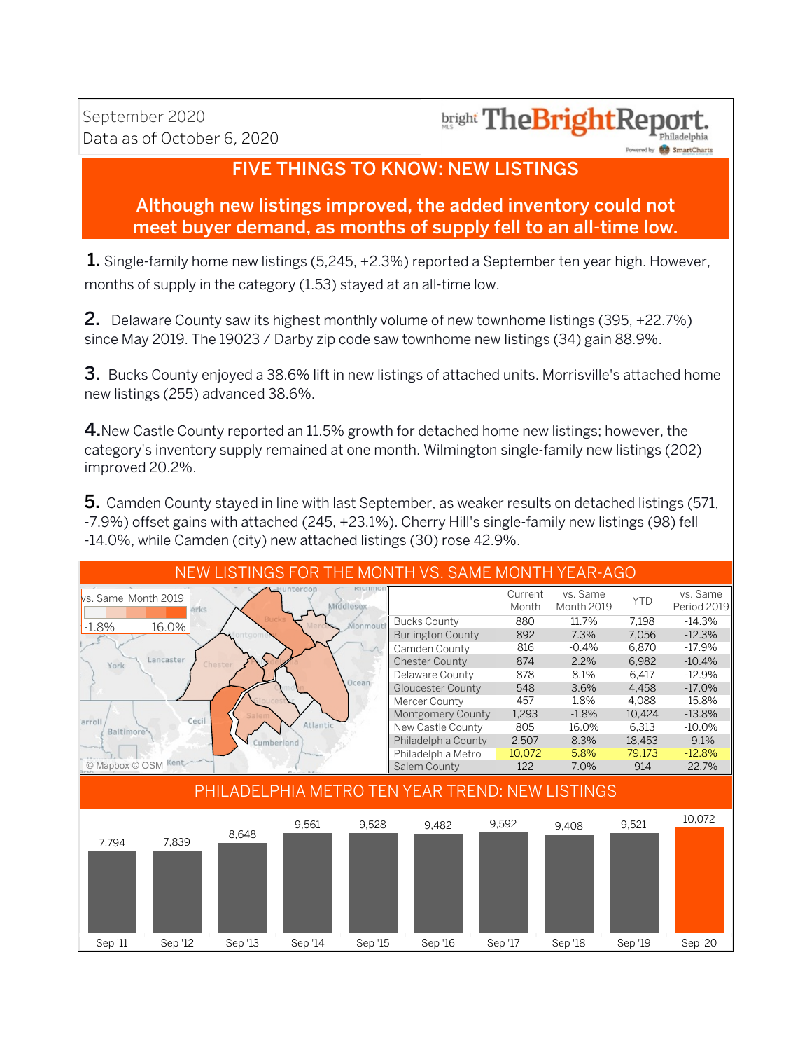September 2020
Data as of October 6, 2020

bright MLS TheBrightReport. Philadelphia
Powered by SmartCharts

# FIVE THINGS TO KNOW: NEW LISTINGS

## Although new listings improved, the added inventory could not meet buyer demand, as months of supply fell to an all-time low.

**1.** Single-family home new listings (5,245, +2.3%) reported a September ten year high. However, months of supply in the category (1.53) stayed at an all-time low.

**2.** Delaware County saw its highest monthly volume of new townhome listings (395, +22.7%) since May 2019. The 19023 / Darby zip code saw townhome new listings (34) gain 88.9%.

**3.** Bucks County enjoyed a 38.6% lift in new listings of attached units. Morrisville's attached home new listings (255) advanced 38.6%.

**4.** New Castle County reported an 11.5% growth for detached home new listings; however, the category's inventory supply remained at one month. Wilmington single-family new listings (202) improved 20.2%.

**5.** Camden County stayed in line with last September, as weaker results on detached listings (571, -7.9%) offset gains with attached (245, +23.1%). Cherry Hill's single-family new listings (98) fell -14.0%, while Camden (city) new attached listings (30) rose 42.9%.

## NEW LISTINGS FOR THE MONTH VS. SAME MONTH YEAR-AGO

vs. Same Month 2019: -1.8% to 16.0%

© Mapbox © OSM

| | Current Month | vs. Same Month 2019 | YTD | vs. Same Period 2019 |
|---|---|---|---|---|
| Bucks County | 880 | 11.7% | 7,198 | -14.3% |
| Burlington County | 892 | 7.3% | 7,056 | -12.3% |
| Camden County | 816 | -0.4% | 6,870 | -17.9% |
| Chester County | 874 | 2.2% | 6,982 | -10.4% |
| Delaware County | 878 | 8.1% | 6,417 | -12.9% |
| Gloucester County | 548 | 3.6% | 4,458 | -17.0% |
| Mercer County | 457 | 1.8% | 4,088 | -15.8% |
| Montgomery County | 1,293 | -1.8% | 10,424 | -13.8% |
| New Castle County | 805 | 16.0% | 6,313 | -10.0% |
| Philadelphia County | 2,507 | 8.3% | 18,453 | -9.1% |
| Philadelphia Metro | 10,072 | 5.8% | 79,173 | -12.8% |
| Salem County | 122 | 7.0% | 914 | -22.7% |

## PHILADELPHIA METRO TEN YEAR TREND: NEW LISTINGS

| Sep '11 | Sep '12 | Sep '13 | Sep '14 | Sep '15 | Sep '16 | Sep '17 | Sep '18 | Sep '19 | Sep '20 |
|---|---|---|---|---|---|---|---|---|---|
| 7,794 | 7,839 | 8,648 | 9,561 | 9,528 | 9,482 | 9,592 | 9,408 | 9,521 | 10,072 |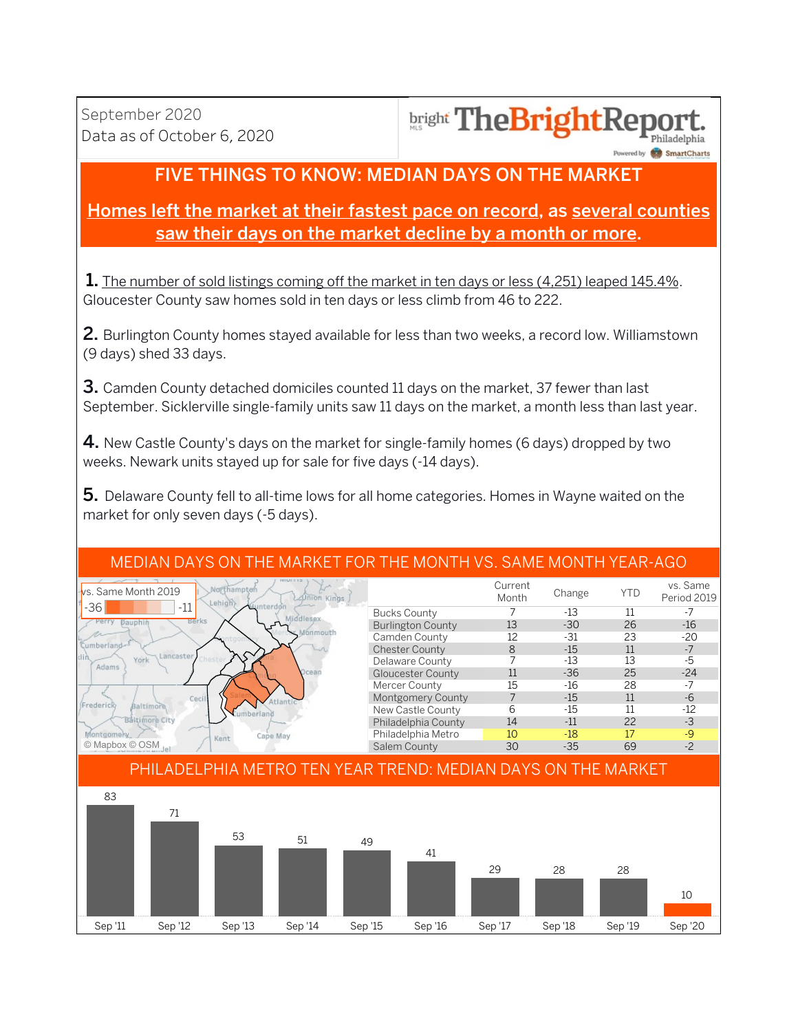September 2020
Data as of October 6, 2020

bright MLS **TheBrightReport.** Philadelphia
Powered by SmartCharts

## FIVE THINGS TO KNOW: MEDIAN DAYS ON THE MARKET

**Homes left the market at their fastest pace on record, as several counties saw their days on the market decline by a month or more.**

**1.** The number of sold listings coming off the market in ten days or less (4,251) leaped 145.4%. Gloucester County saw homes sold in ten days or less climb from 46 to 222.

**2.** Burlington County homes stayed available for less than two weeks, a record low. Williamstown (9 days) shed 33 days.

**3.** Camden County detached domiciles counted 11 days on the market, 37 fewer than last September. Sicklerville single-family units saw 11 days on the market, a month less than last year.

**4.** New Castle County's days on the market for single-family homes (6 days) dropped by two weeks. Newark units stayed up for sale for five days (-14 days).

**5.** Delaware County fell to all-time lows for all home categories. Homes in Wayne waited on the market for only seven days (-5 days).

## MEDIAN DAYS ON THE MARKET FOR THE MONTH VS. SAME MONTH YEAR-AGO

vs. Same Month 2019: -36 to -11

© Mapbox © OSM

| | Current Month | Change | YTD | vs. Same Period 2019 |
|---|---|---|---|---|
| Bucks County | 7 | -13 | 11 | -7 |
| Burlington County | 13 | -30 | 26 | -16 |
| Camden County | 12 | -31 | 23 | -20 |
| Chester County | 8 | -15 | 11 | -7 |
| Delaware County | 7 | -13 | 13 | -5 |
| Gloucester County | 11 | -36 | 25 | -24 |
| Mercer County | 15 | -16 | 28 | -7 |
| Montgomery County | 7 | -15 | 11 | -6 |
| New Castle County | 6 | -15 | 11 | -12 |
| Philadelphia County | 14 | -11 | 22 | -3 |
| Philadelphia Metro | 10 | -18 | 17 | -9 |
| Salem County | 30 | -35 | 69 | -2 |

## PHILADELPHIA METRO TEN YEAR TREND: MEDIAN DAYS ON THE MARKET

| Sep '11 | Sep '12 | Sep '13 | Sep '14 | Sep '15 | Sep '16 | Sep '17 | Sep '18 | Sep '19 | Sep '20 |
|---|---|---|---|---|---|---|---|---|---|
| 83 | 71 | 53 | 51 | 49 | 41 | 29 | 28 | 28 | 10 |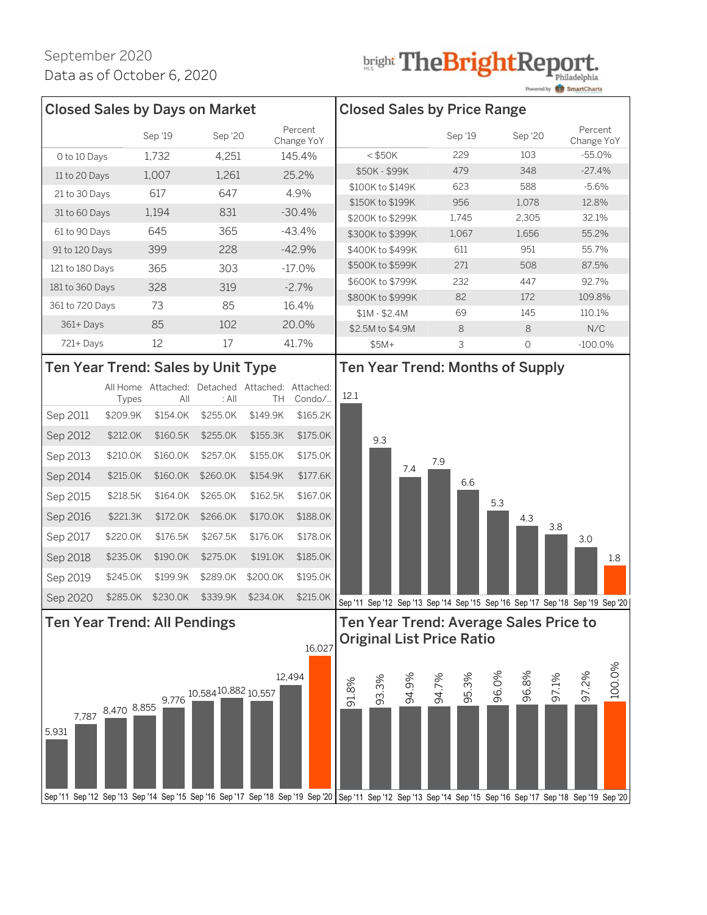September 2020
Data as of October 6, 2020

bright MLS TheBrightReport. Philadelphia
Powered by SmartCharts

## Closed Sales by Days on Market

| | Sep '19 | Sep '20 | Percent Change YoY |
|---|---|---|---|
| 0 to 10 Days | 1,732 | 4,251 | 145.4% |
| 11 to 20 Days | 1,007 | 1,261 | 25.2% |
| 21 to 30 Days | 617 | 647 | 4.9% |
| 31 to 60 Days | 1,194 | 831 | -30.4% |
| 61 to 90 Days | 645 | 365 | -43.4% |
| 91 to 120 Days | 399 | 228 | -42.9% |
| 121 to 180 Days | 365 | 303 | -17.0% |
| 181 to 360 Days | 328 | 319 | -2.7% |
| 361 to 720 Days | 73 | 85 | 16.4% |
| 361+ Days | 85 | 102 | 20.0% |
| 721+ Days | 12 | 17 | 41.7% |

## Closed Sales by Price Range

| | Sep '19 | Sep '20 | Percent Change YoY |
|---|---|---|---|
| < $50K | 229 | 103 | -55.0% |
| $50K - $99K | 479 | 348 | -27.4% |
| $100K to $149K | 623 | 588 | -5.6% |
| $150K to $199K | 956 | 1,078 | 12.8% |
| $200K to $299K | 1,745 | 2,305 | 32.1% |
| $300K to $399K | 1,067 | 1,656 | 55.2% |
| $400K to $499K | 611 | 951 | 55.7% |
| $500K to $599K | 271 | 508 | 87.5% |
| $600K to $799K | 232 | 447 | 92.7% |
| $800K to $999K | 82 | 172 | 109.8% |
| $1M - $2.4M | 69 | 145 | 110.1% |
| $2.5M to $4.9M | 8 | 8 | N/C |
| $5M+ | 3 | 0 | -100.0% |

## Ten Year Trend: Sales by Unit Type

| | All Home Types | Attached: All | Detached : All | Attached: TH | Attached: Condo/.. |
|---|---|---|---|---|---|
| Sep 2011 | $209.9K | $154.0K | $255.0K | $149.9K | $165.2K |
| Sep 2012 | $212.0K | $160.5K | $255.0K | $155.3K | $175.0K |
| Sep 2013 | $210.0K | $160.0K | $257.0K | $155.0K | $175.0K |
| Sep 2014 | $215.0K | $160.0K | $260.0K | $154.9K | $177.6K |
| Sep 2015 | $218.5K | $164.0K | $265.0K | $162.5K | $167.0K |
| Sep 2016 | $221.3K | $172.0K | $266.0K | $170.0K | $188.0K |
| Sep 2017 | $220.0K | $176.5K | $267.5K | $176.0K | $178.0K |
| Sep 2018 | $235.0K | $190.0K | $275.0K | $191.0K | $185.0K |
| Sep 2019 | $245.0K | $199.9K | $289.0K | $200.0K | $195.0K |
| Sep 2020 | $285.0K | $230.0K | $339.9K | $234.0K | $215.0K |

## Ten Year Trend: Months of Supply

| Sep '11 | Sep '12 | Sep '13 | Sep '14 | Sep '15 | Sep '16 | Sep '17 | Sep '18 | Sep '19 | Sep '20 |
|---|---|---|---|---|---|---|---|---|---|
| 12.1 | 9.3 | 7.4 | 7.9 | 6.6 | 5.3 | 4.3 | 3.8 | 3.0 | 1.8 |

## Ten Year Trend: All Pendings

| Sep '11 | Sep '12 | Sep '13 | Sep '14 | Sep '15 | Sep '16 | Sep '17 | Sep '18 | Sep '19 | Sep '20 |
|---|---|---|---|---|---|---|---|---|---|
| 5,931 | 7,787 | 8,470 | 8,855 | 9,776 | 10,584 | 10,882 | 10,557 | 12,494 | 16,027 |

## Ten Year Trend: Average Sales Price to Original List Price Ratio

| Sep '11 | Sep '12 | Sep '13 | Sep '14 | Sep '15 | Sep '16 | Sep '17 | Sep '18 | Sep '19 | Sep '20 |
|---|---|---|---|---|---|---|---|---|---|
| 91.8% | 93.3% | 94.9% | 94.7% | 95.3% | 96.0% | 96.8% | 97.1% | 97.2% | 100.0% |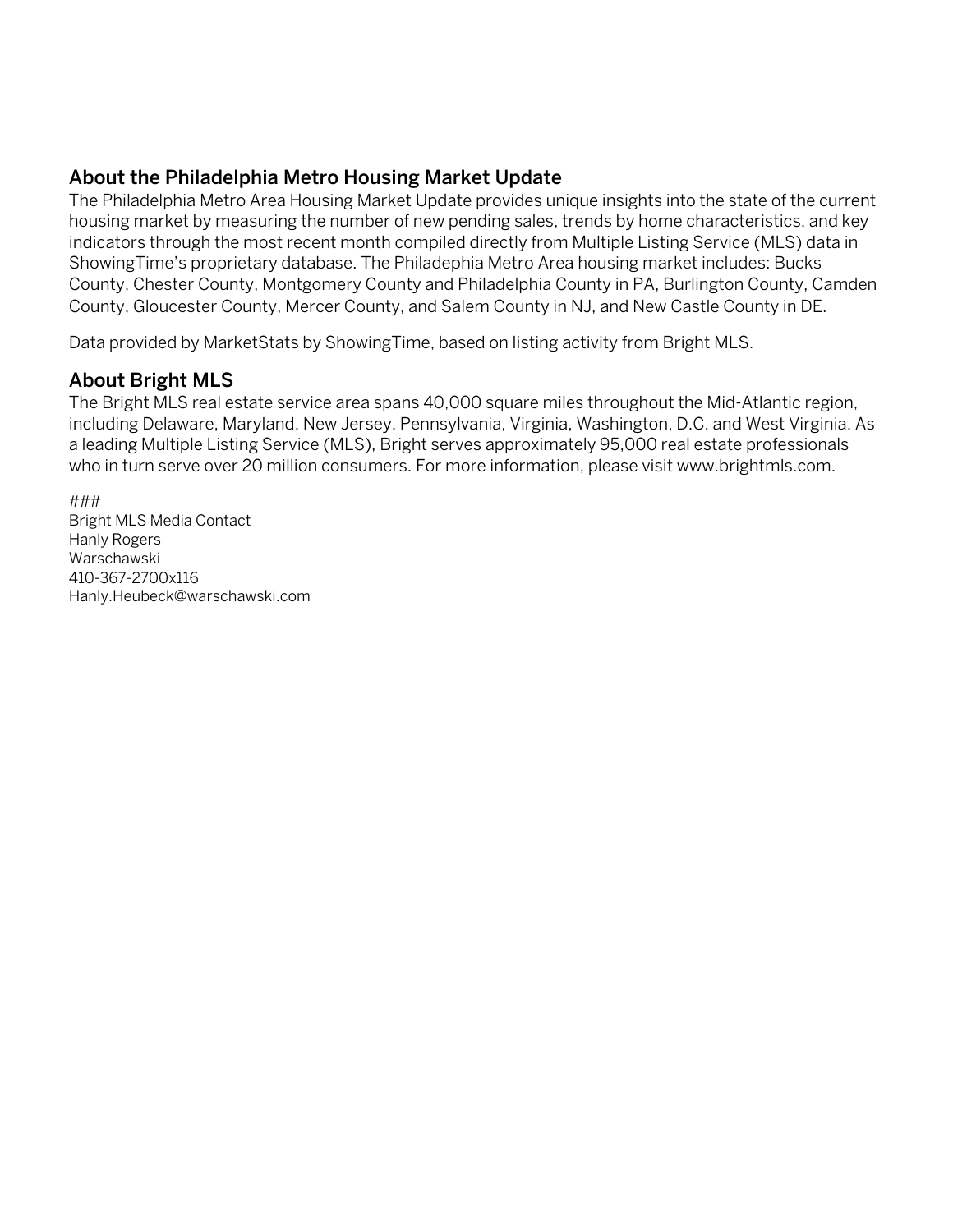## About the Philadelphia Metro Housing Market Update

The Philadelphia Metro Area Housing Market Update provides unique insights into the state of the current housing market by measuring the number of new pending sales, trends by home characteristics, and key indicators through the most recent month compiled directly from Multiple Listing Service (MLS) data in ShowingTime's proprietary database. The Philadephia Metro Area housing market includes: Bucks County, Chester County, Montgomery County and Philadelphia County in PA, Burlington County, Camden County, Gloucester County, Mercer County, and Salem County in NJ, and New Castle County in DE.

Data provided by MarketStats by ShowingTime, based on listing activity from Bright MLS.

## About Bright MLS

The Bright MLS real estate service area spans 40,000 square miles throughout the Mid-Atlantic region, including Delaware, Maryland, New Jersey, Pennsylvania, Virginia, Washington, D.C. and West Virginia. As a leading Multiple Listing Service (MLS), Bright serves approximately 95,000 real estate professionals who in turn serve over 20 million consumers. For more information, please visit www.brightmls.com.

###

Bright MLS Media Contact
Hanly Rogers
Warschawski
410-367-2700x116
Hanly.Heubeck@warschawski.com